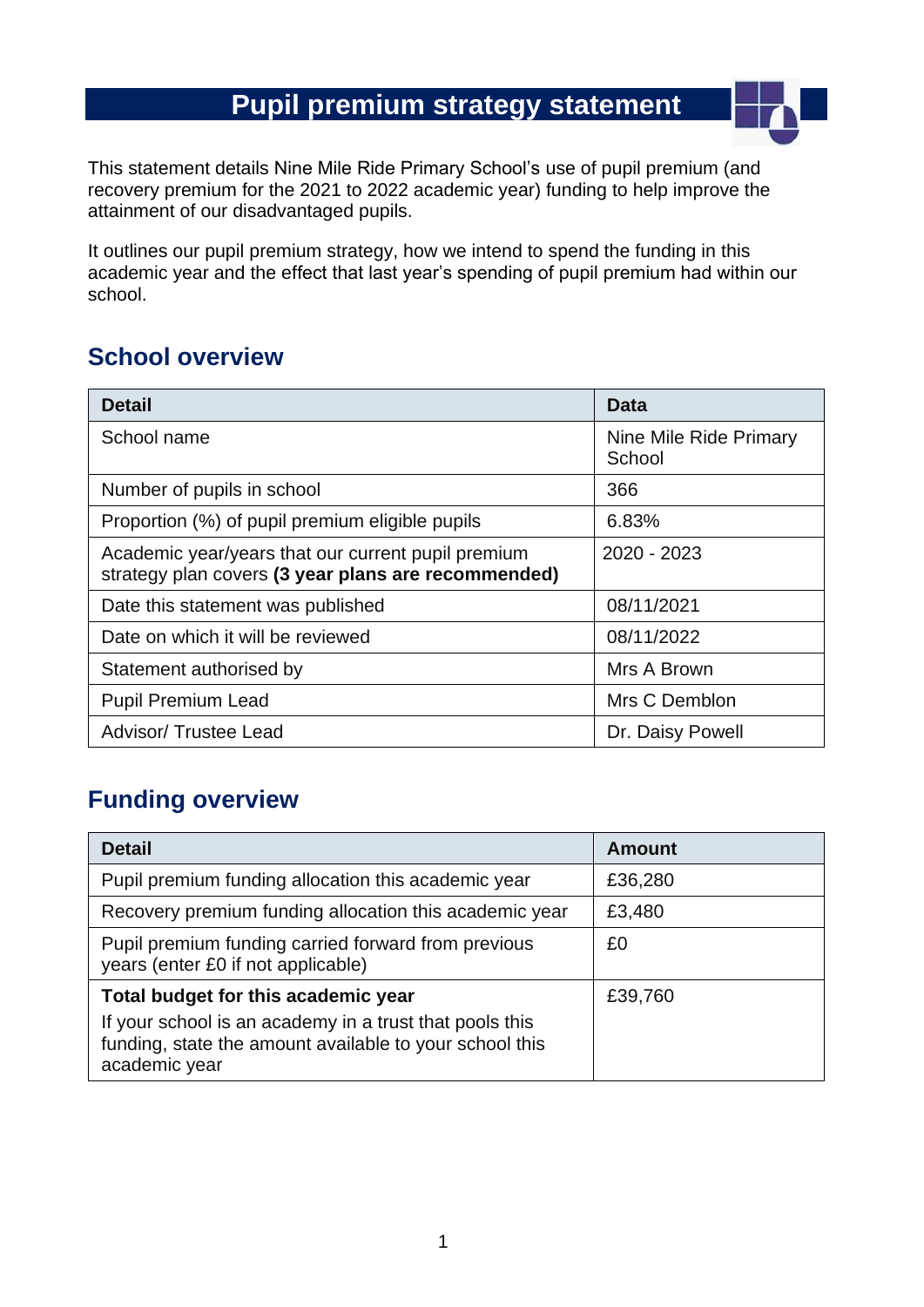# Pupil premium strategy statement

This statement details Nine Mile Ride Primary School's use of pupil premium (and recovery premium for the 2021 to 2022 academic year) funding to help improve the attainment of our disadvantaged pupils.

It outlines our pupil premium strategy, how we intend to spend the funding in this academic year and the effect that last year's spending of pupil premium had within our school.

## School overview

| Detail | Data |
|---|---|
| School name | Nine Mile Ride Primary School |
| Number of pupils in school | 366 |
| Proportion (%) of pupil premium eligible pupils | 6.83% |
| Academic year/years that our current pupil premium strategy plan covers **(3 year plans are recommended)** | 2020 - 2023 |
| Date this statement was published | 08/11/2021 |
| Date on which it will be reviewed | 08/11/2022 |
| Statement authorised by | Mrs A Brown |
| Pupil Premium Lead | Mrs C Demblon |
| Advisor/ Trustee Lead | Dr. Daisy Powell |

## Funding overview

| Detail | Amount |
|---|---|
| Pupil premium funding allocation this academic year | £36,280 |
| Recovery premium funding allocation this academic year | £3,480 |
| Pupil premium funding carried forward from previous years (enter £0 if not applicable) | £0 |
| **Total budget for this academic year** If your school is an academy in a trust that pools this funding, state the amount available to your school this academic year | £39,760 |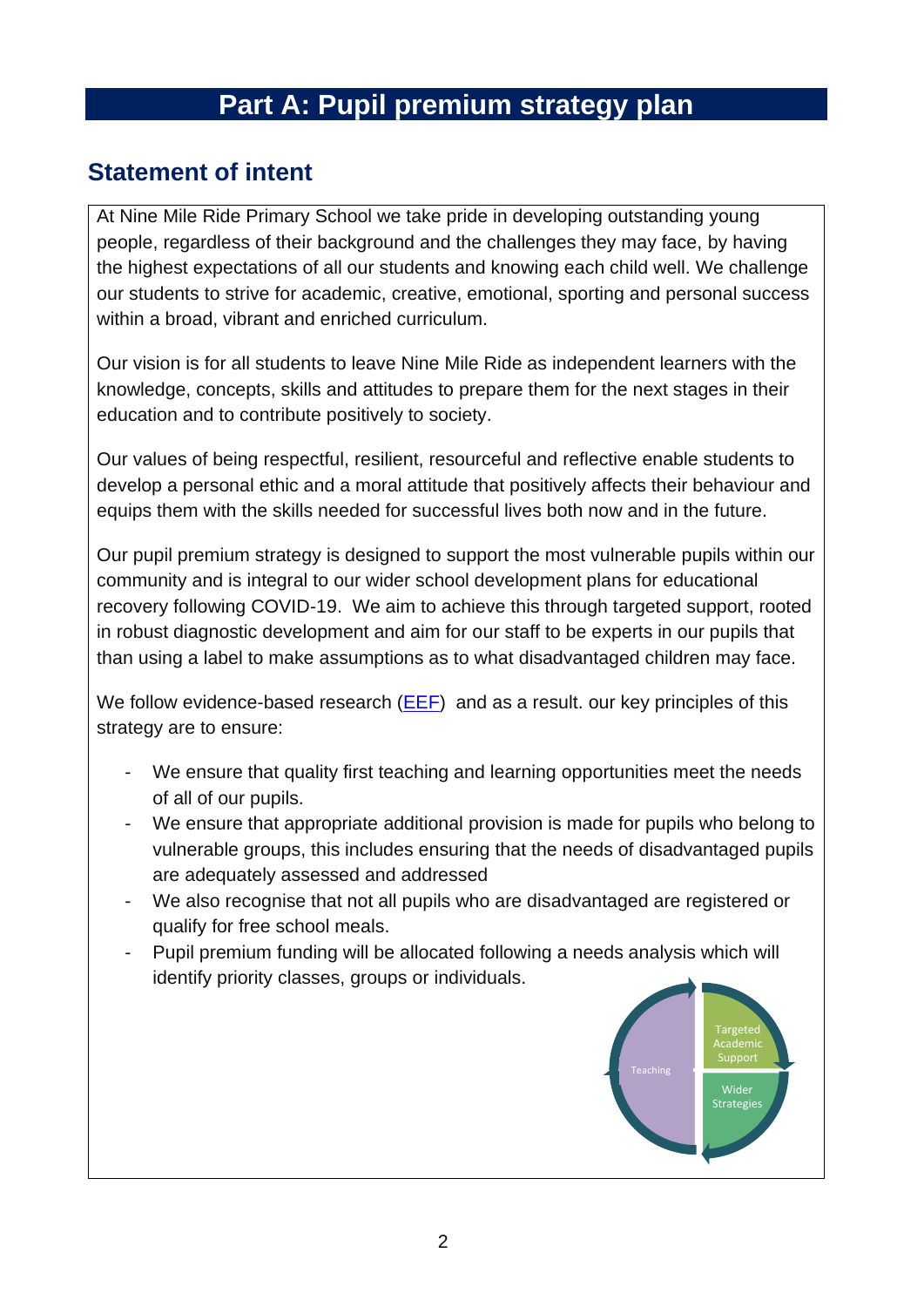# Part A: Pupil premium strategy plan

## Statement of intent

At Nine Mile Ride Primary School we take pride in developing outstanding young people, regardless of their background and the challenges they may face, by having the highest expectations of all our students and knowing each child well. We challenge our students to strive for academic, creative, emotional, sporting and personal success within a broad, vibrant and enriched curriculum.

Our vision is for all students to leave Nine Mile Ride as independent learners with the knowledge, concepts, skills and attitudes to prepare them for the next stages in their education and to contribute positively to society.

Our values of being respectful, resilient, resourceful and reflective enable students to develop a personal ethic and a moral attitude that positively affects their behaviour and equips them with the skills needed for successful lives both now and in the future.

Our pupil premium strategy is designed to support the most vulnerable pupils within our community and is integral to our wider school development plans for educational recovery following COVID-19. We aim to achieve this through targeted support, rooted in robust diagnostic development and aim for our staff to be experts in our pupils that than using a label to make assumptions as to what disadvantaged children may face.

We follow evidence-based research (EEF) and as a result. our key principles of this strategy are to ensure:

- We ensure that quality first teaching and learning opportunities meet the needs of all of our pupils.
- We ensure that appropriate additional provision is made for pupils who belong to vulnerable groups, this includes ensuring that the needs of disadvantaged pupils are adequately assessed and addressed
- We also recognise that not all pupils who are disadvantaged are registered or qualify for free school meals.
- Pupil premium funding will be allocated following a needs analysis which will identify priority classes, groups or individuals.

Teaching | Targeted Academic Support | Wider Strategies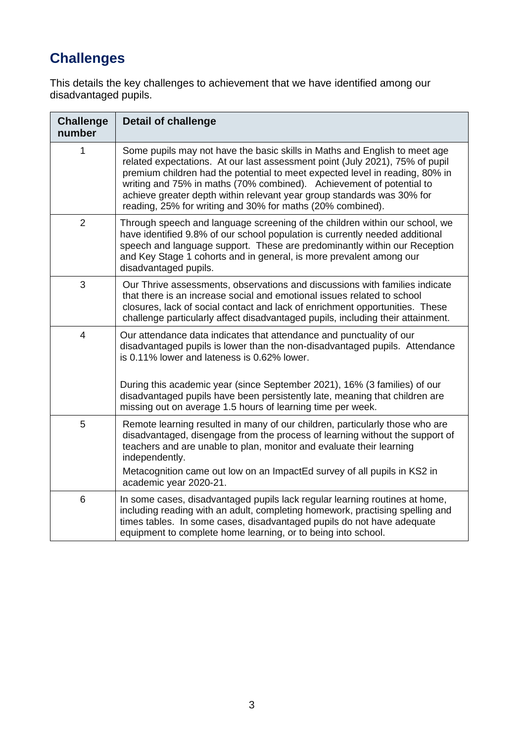## Challenges

This details the key challenges to achievement that we have identified among our disadvantaged pupils.

| Challenge number | Detail of challenge |
|---|---|
| 1 | Some pupils may not have the basic skills in Maths and English to meet age related expectations. At our last assessment point (July 2021), 75% of pupil premium children had the potential to meet expected level in reading, 80% in writing and 75% in maths (70% combined). Achievement of potential to achieve greater depth within relevant year group standards was 30% for reading, 25% for writing and 30% for maths (20% combined). |
| 2 | Through speech and language screening of the children within our school, we have identified 9.8% of our school population is currently needed additional speech and language support. These are predominantly within our Reception and Key Stage 1 cohorts and in general, is more prevalent among our disadvantaged pupils. |
| 3 | Our Thrive assessments, observations and discussions with families indicate that there is an increase social and emotional issues related to school closures, lack of social contact and lack of enrichment opportunities. These challenge particularly affect disadvantaged pupils, including their attainment. |
| 4 | Our attendance data indicates that attendance and punctuality of our disadvantaged pupils is lower than the non-disadvantaged pupils. Attendance is 0.11% lower and lateness is 0.62% lower.<br><br>During this academic year (since September 2021), 16% (3 families) of our disadvantaged pupils have been persistently late, meaning that children are missing out on average 1.5 hours of learning time per week. |
| 5 | Remote learning resulted in many of our children, particularly those who are disadvantaged, disengage from the process of learning without the support of teachers and are unable to plan, monitor and evaluate their learning independently.<br>Metacognition came out low on an ImpactEd survey of all pupils in KS2 in academic year 2020-21. |
| 6 | In some cases, disadvantaged pupils lack regular learning routines at home, including reading with an adult, completing homework, practising spelling and times tables. In some cases, disadvantaged pupils do not have adequate equipment to complete home learning, or to being into school. |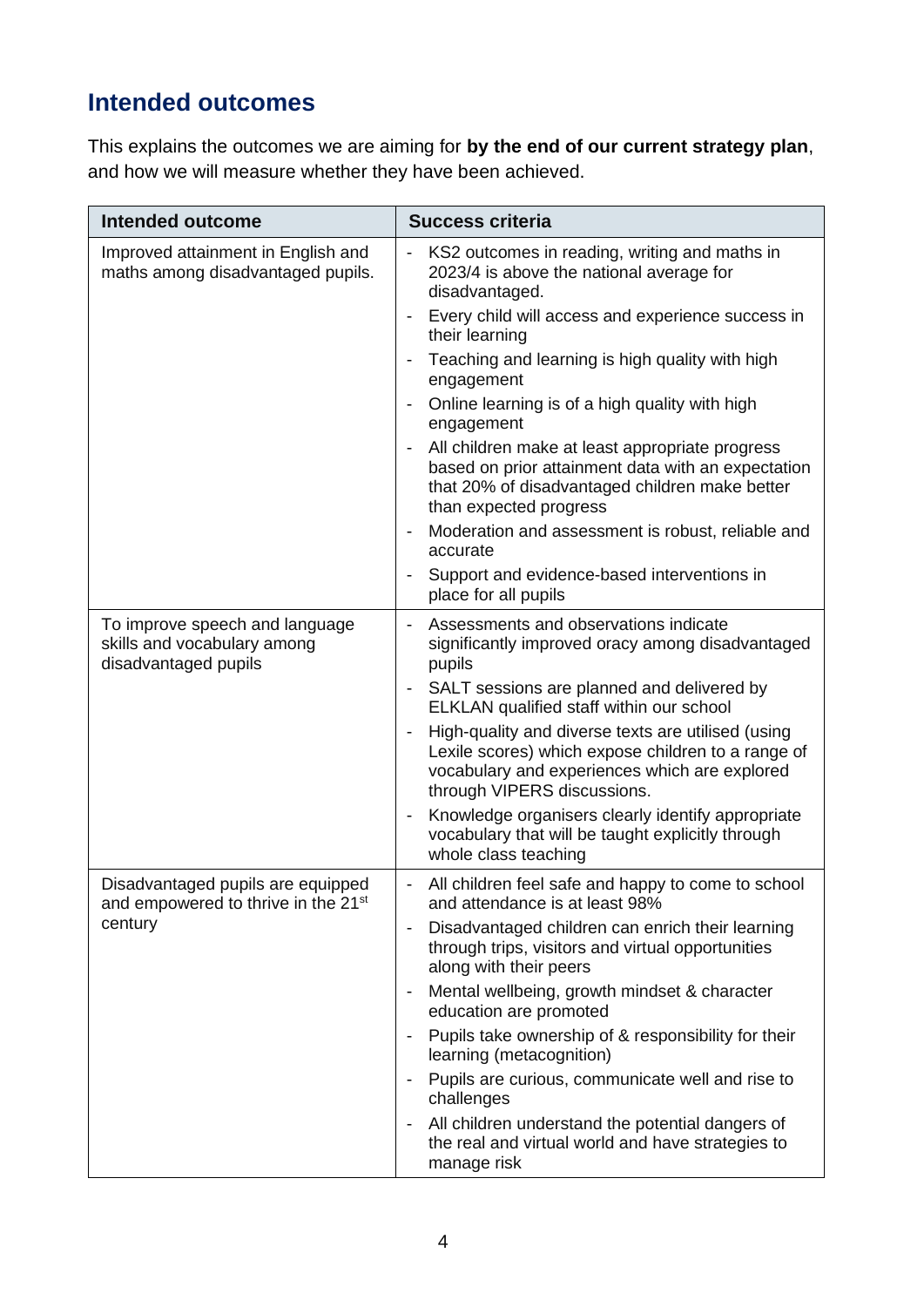## Intended outcomes

This explains the outcomes we are aiming for **by the end of our current strategy plan**, and how we will measure whether they have been achieved.

| Intended outcome | Success criteria |
| --- | --- |
| Improved attainment in English and maths among disadvantaged pupils. | - KS2 outcomes in reading, writing and maths in 2023/4 is above the national average for disadvantaged.<br>- Every child will access and experience success in their learning<br>- Teaching and learning is high quality with high engagement<br>- Online learning is of a high quality with high engagement<br>- All children make at least appropriate progress based on prior attainment data with an expectation that 20% of disadvantaged children make better than expected progress<br>- Moderation and assessment is robust, reliable and accurate<br>- Support and evidence-based interventions in place for all pupils |
| To improve speech and language skills and vocabulary among disadvantaged pupils | - Assessments and observations indicate significantly improved oracy among disadvantaged pupils<br>- SALT sessions are planned and delivered by ELKLAN qualified staff within our school<br>- High-quality and diverse texts are utilised (using Lexile scores) which expose children to a range of vocabulary and experiences which are explored through VIPERS discussions.<br>- Knowledge organisers clearly identify appropriate vocabulary that will be taught explicitly through whole class teaching |
| Disadvantaged pupils are equipped and empowered to thrive in the 21st century | - All children feel safe and happy to come to school and attendance is at least 98%<br>- Disadvantaged children can enrich their learning through trips, visitors and virtual opportunities along with their peers<br>- Mental wellbeing, growth mindset & character education are promoted<br>- Pupils take ownership of & responsibility for their learning (metacognition)<br>- Pupils are curious, communicate well and rise to challenges<br>- All children understand the potential dangers of the real and virtual world and have strategies to manage risk |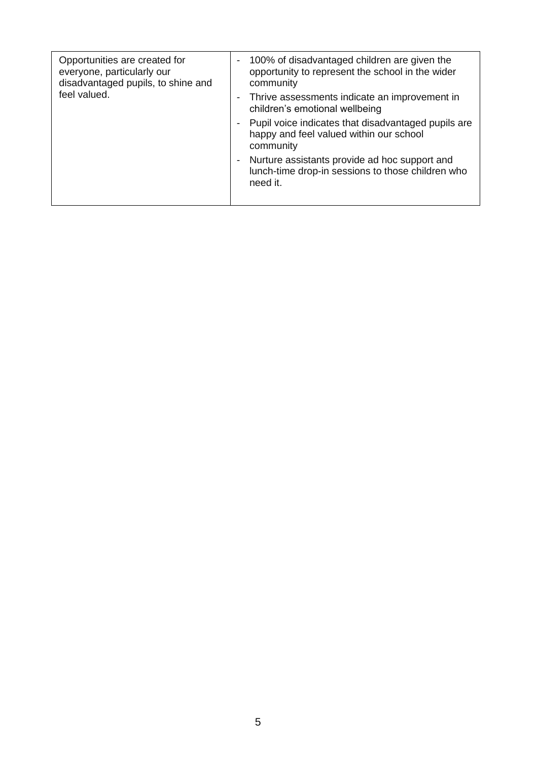| | |
|---|---|
| Opportunities are created for everyone, particularly our disadvantaged pupils, to shine and feel valued. | - 100% of disadvantaged children are given the opportunity to represent the school in the wider community<br>- Thrive assessments indicate an improvement in children's emotional wellbeing<br>- Pupil voice indicates that disadvantaged pupils are happy and feel valued within our school community<br>- Nurture assistants provide ad hoc support and lunch-time drop-in sessions to those children who need it. |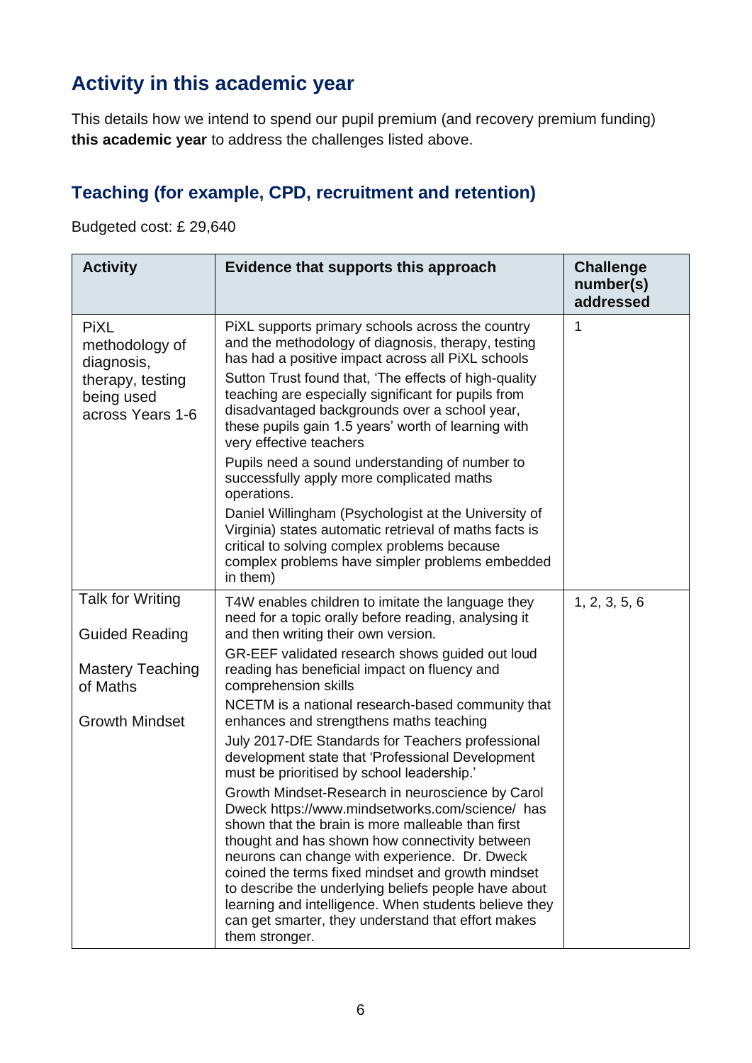## Activity in this academic year

This details how we intend to spend our pupil premium (and recovery premium funding) **this academic year** to address the challenges listed above.

### Teaching (for example, CPD, recruitment and retention)

Budgeted cost: £ 29,640

| Activity | Evidence that supports this approach | Challenge number(s) addressed |
|---|---|---|
| PiXL methodology of diagnosis, therapy, testing being used across Years 1-6 | PiXL supports primary schools across the country and the methodology of diagnosis, therapy, testing has had a positive impact across all PiXL schools<br><br>Sutton Trust found that, 'The effects of high-quality teaching are especially significant for pupils from disadvantaged backgrounds over a school year, these pupils gain 1.5 years' worth of learning with very effective teachers<br><br>Pupils need a sound understanding of number to successfully apply more complicated maths operations.<br><br>Daniel Willingham (Psychologist at the University of Virginia) states automatic retrieval of maths facts is critical to solving complex problems because complex problems have simpler problems embedded in them) | 1 |
| Talk for Writing<br><br>Guided Reading<br><br>Mastery Teaching of Maths<br><br>Growth Mindset | T4W enables children to imitate the language they need for a topic orally before reading, analysing it and then writing their own version.<br><br>GR-EEF validated research shows guided out loud reading has beneficial impact on fluency and comprehension skills<br><br>NCETM is a national research-based community that enhances and strengthens maths teaching<br><br>July 2017-DfE Standards for Teachers professional development state that 'Professional Development must be prioritised by school leadership.'<br><br>Growth Mindset-Research in neuroscience by Carol Dweck https://www.mindsetworks.com/science/ has shown that the brain is more malleable than first thought and has shown how connectivity between neurons can change with experience. Dr. Dweck coined the terms fixed mindset and growth mindset to describe the underlying beliefs people have about learning and intelligence. When students believe they can get smarter, they understand that effort makes them stronger. | 1, 2, 3, 5, 6 |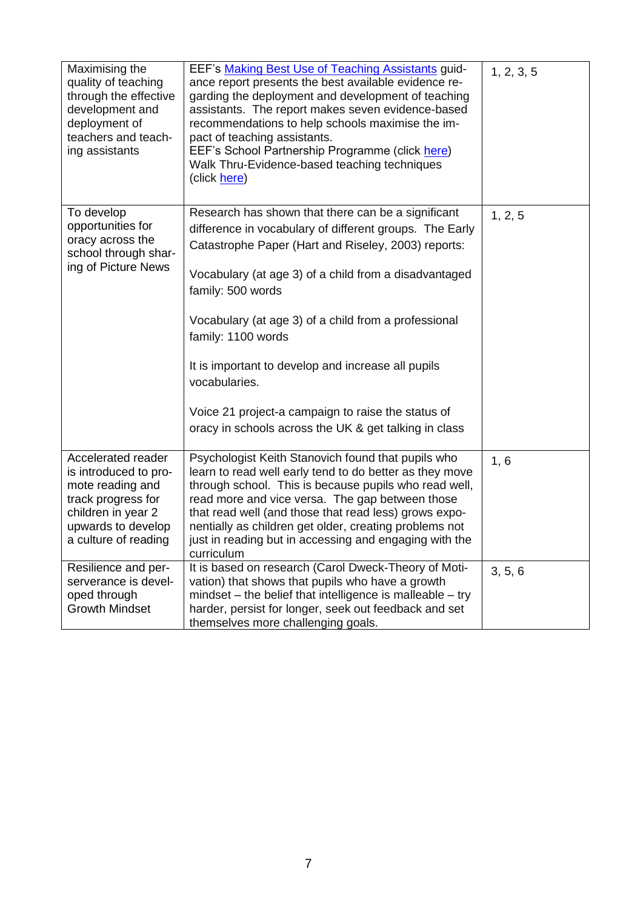| | | |
|---|---|---|
| Maximising the quality of teaching through the effective development and deployment of teachers and teaching assistants | EEF's Making Best Use of Teaching Assistants guidance report presents the best available evidence regarding the deployment and development of teaching assistants. The report makes seven evidence-based recommendations to help schools maximise the impact of teaching assistants.<br>EEF's School Partnership Programme (click here)<br>Walk Thru-Evidence-based teaching techniques (click here) | 1, 2, 3, 5 |
| To develop opportunities for oracy across the school through sharing of Picture News | Research has shown that there can be a significant difference in vocabulary of different groups. The Early Catastrophe Paper (Hart and Riseley, 2003) reports:<br><br>Vocabulary (at age 3) of a child from a disadvantaged family: 500 words<br><br>Vocabulary (at age 3) of a child from a professional family: 1100 words<br><br>It is important to develop and increase all pupils vocabularies.<br><br>Voice 21 project-a campaign to raise the status of oracy in schools across the UK & get talking in class | 1, 2, 5 |
| Accelerated reader is introduced to promote reading and track progress for children in year 2 upwards to develop a culture of reading | Psychologist Keith Stanovich found that pupils who learn to read well early tend to do better as they move through school. This is because pupils who read well, read more and vice versa. The gap between those that read well (and those that read less) grows exponentially as children get older, creating problems not just in reading but in accessing and engaging with the curriculum | 1, 6 |
| Resilience and perserverance is developed through Growth Mindset | It is based on research (Carol Dweck-Theory of Motivation) that shows that pupils who have a growth mindset – the belief that intelligence is malleable – try harder, persist for longer, seek out feedback and set themselves more challenging goals. | 3, 5, 6 |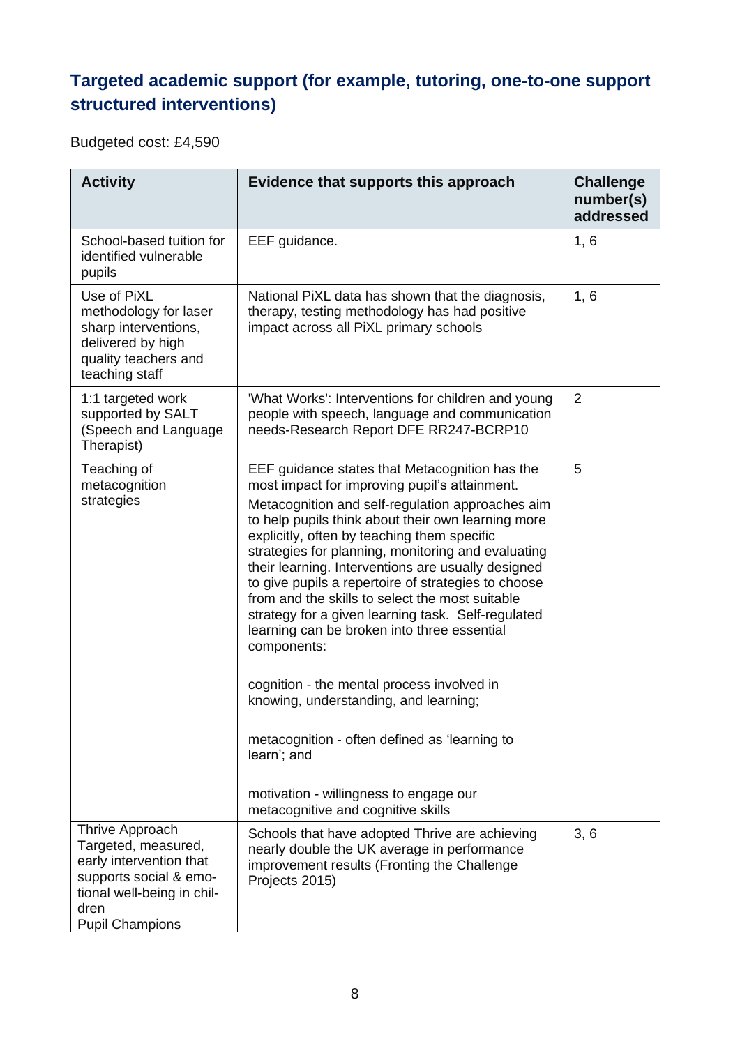## Targeted academic support (for example, tutoring, one-to-one support structured interventions)

Budgeted cost: £4,590

| Activity | Evidence that supports this approach | Challenge number(s) addressed |
|---|---|---|
| School-based tuition for identified vulnerable pupils | EEF guidance. | 1, 6 |
| Use of PiXL methodology for laser sharp interventions, delivered by high quality teachers and teaching staff | National PiXL data has shown that the diagnosis, therapy, testing methodology has had positive impact across all PiXL primary schools | 1, 6 |
| 1:1 targeted work supported by SALT (Speech and Language Therapist) | 'What Works': Interventions for children and young people with speech, language and communication needs-Research Report DFE RR247-BCRP10 | 2 |
| Teaching of metacognition strategies | EEF guidance states that Metacognition has the most impact for improving pupil's attainment.<br>Metacognition and self-regulation approaches aim to help pupils think about their own learning more explicitly, often by teaching them specific strategies for planning, monitoring and evaluating their learning. Interventions are usually designed to give pupils a repertoire of strategies to choose from and the skills to select the most suitable strategy for a given learning task. Self-regulated learning can be broken into three essential components:<br><br>cognition - the mental process involved in knowing, understanding, and learning;<br><br>metacognition - often defined as 'learning to learn'; and<br><br>motivation - willingness to engage our metacognitive and cognitive skills | 5 |
| Thrive Approach Targeted, measured, early intervention that supports social & emotional well-being in children<br>Pupil Champions | Schools that have adopted Thrive are achieving nearly double the UK average in performance improvement results (Fronting the Challenge Projects 2015) | 3, 6 |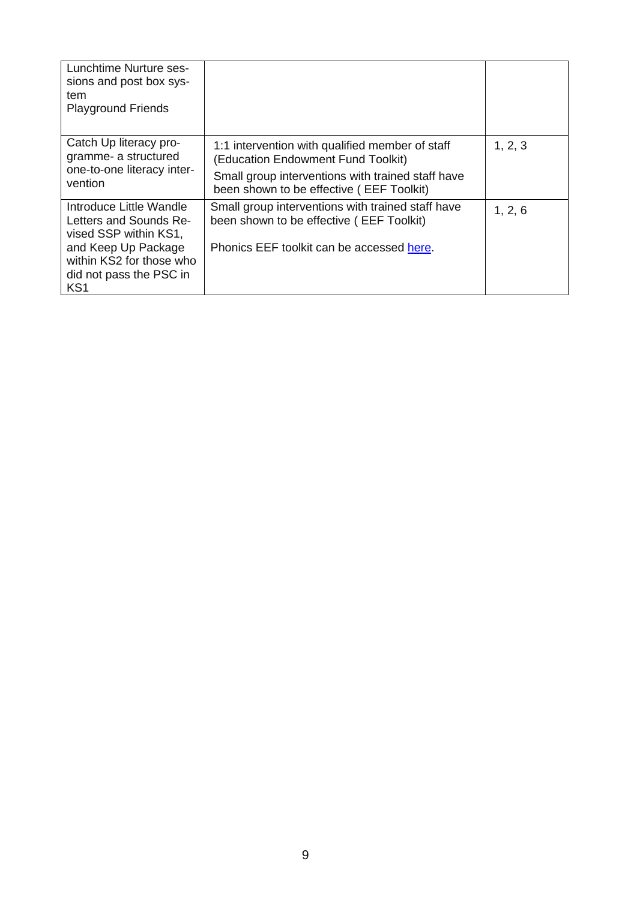| | | |
|---|---|---|
| Lunchtime Nurture sessions and post box system<br>Playground Friends | | |
| Catch Up literacy programme- a structured one-to-one literacy intervention | 1:1 intervention with qualified member of staff (Education Endowment Fund Toolkit)<br>Small group interventions with trained staff have been shown to be effective ( EEF Toolkit) | 1, 2, 3 |
| Introduce Little Wandle Letters and Sounds Revised SSP within KS1, and Keep Up Package within KS2 for those who did not pass the PSC in KS1 | Small group interventions with trained staff have been shown to be effective ( EEF Toolkit)<br><br>Phonics EEF toolkit can be accessed here. | 1, 2, 6 |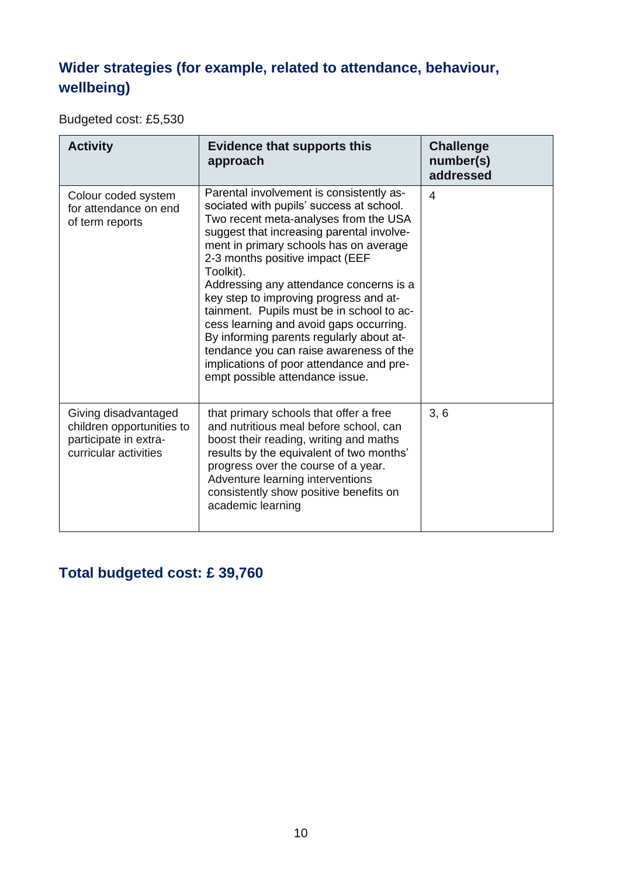## Wider strategies (for example, related to attendance, behaviour, wellbeing)

Budgeted cost: £5,530

| Activity | Evidence that supports this approach | Challenge number(s) addressed |
|---|---|---|
| Colour coded system for attendance on end of term reports | Parental involvement is consistently associated with pupils' success at school. Two recent meta-analyses from the USA suggest that increasing parental involvement in primary schools has on average 2-3 months positive impact (EEF Toolkit).<br>Addressing any attendance concerns is a key step to improving progress and attainment. Pupils must be in school to access learning and avoid gaps occurring. By informing parents regularly about attendance you can raise awareness of the implications of poor attendance and pre-empt possible attendance issue. | 4 |
| Giving disadvantaged children opportunities to participate in extra-curricular activities | that primary schools that offer a free and nutritious meal before school, can boost their reading, writing and maths results by the equivalent of two months' progress over the course of a year. Adventure learning interventions consistently show positive benefits on academic learning | 3, 6 |

## Total budgeted cost: £ 39,760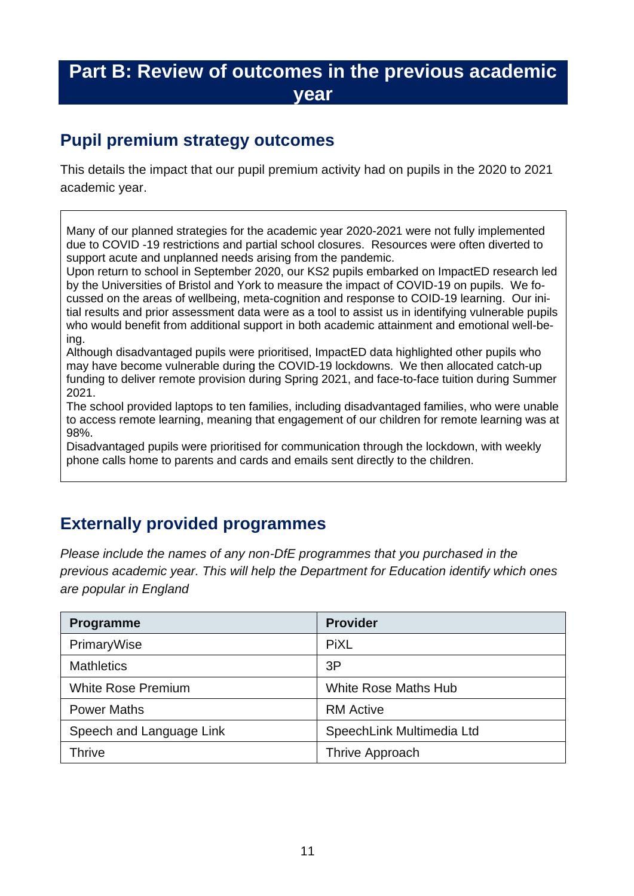# Part B: Review of outcomes in the previous academic year

## Pupil premium strategy outcomes

This details the impact that our pupil premium activity had on pupils in the 2020 to 2021 academic year.

Many of our planned strategies for the academic year 2020-2021 were not fully implemented due to COVID -19 restrictions and partial school closures. Resources were often diverted to support acute and unplanned needs arising from the pandemic.
Upon return to school in September 2020, our KS2 pupils embarked on ImpactED research led by the Universities of Bristol and York to measure the impact of COVID-19 on pupils. We focussed on the areas of wellbeing, meta-cognition and response to COID-19 learning. Our initial results and prior assessment data were as a tool to assist us in identifying vulnerable pupils who would benefit from additional support in both academic attainment and emotional well-being.
Although disadvantaged pupils were prioritised, ImpactED data highlighted other pupils who may have become vulnerable during the COVID-19 lockdowns. We then allocated catch-up funding to deliver remote provision during Spring 2021, and face-to-face tuition during Summer 2021.
The school provided laptops to ten families, including disadvantaged families, who were unable to access remote learning, meaning that engagement of our children for remote learning was at 98%.
Disadvantaged pupils were prioritised for communication through the lockdown, with weekly phone calls home to parents and cards and emails sent directly to the children.

## Externally provided programmes

*Please include the names of any non-DfE programmes that you purchased in the previous academic year. This will help the Department for Education identify which ones are popular in England*

| Programme | Provider |
|---|---|
| PrimaryWise | PiXL |
| Mathletics | 3P |
| White Rose Premium | White Rose Maths Hub |
| Power Maths | RM Active |
| Speech and Language Link | SpeechLink Multimedia Ltd |
| Thrive | Thrive Approach |